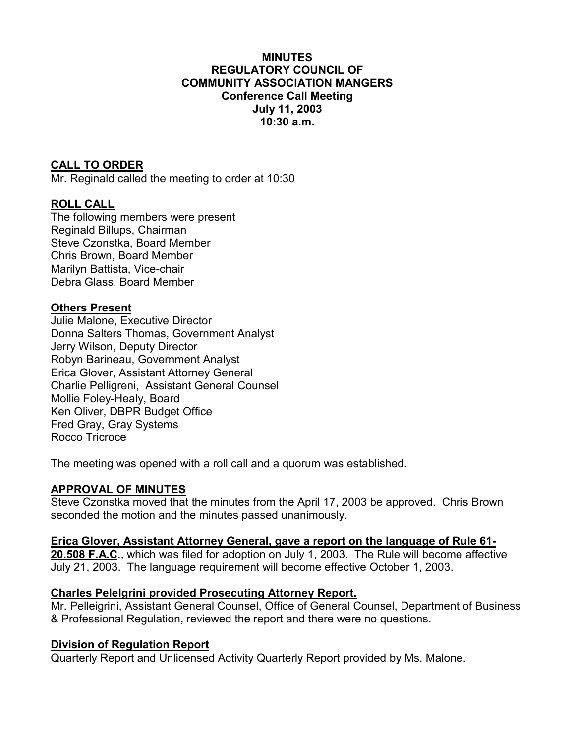**MINUTES**
**REGULATORY COUNCIL OF**
**COMMUNITY ASSOCIATION MANGERS**
**Conference Call Meeting**
**July 11, 2003**
**10:30 a.m.**

**CALL TO ORDER**

Mr. Reginald called the meeting to order at 10:30

**ROLL CALL**

The following members were present
Reginald Billups, Chairman
Steve Czonstka, Board Member
Chris Brown, Board Member
Marilyn Battista, Vice-chair
Debra Glass, Board Member

**Others Present**

Julie Malone, Executive Director
Donna Salters Thomas, Government Analyst
Jerry Wilson, Deputy Director
Robyn Barineau, Government Analyst
Erica Glover, Assistant Attorney General
Charlie Pelligreni, Assistant General Counsel
Mollie Foley-Healy, Board
Ken Oliver, DBPR Budget Office
Fred Gray, Gray Systems
Rocco Tricroce

The meeting was opened with a roll call and a quorum was established.

**APPROVAL OF MINUTES**

Steve Czonstka moved that the minutes from the April 17, 2003 be approved. Chris Brown seconded the motion and the minutes passed unanimously.

**Erica Glover, Assistant Attorney General, gave a report on the language of Rule 61-20.508 F.A.C**., which was filed for adoption on July 1, 2003. The Rule will become affective July 21, 2003. The language requirement will become effective October 1, 2003.

**Charles Pelelgrini provided Prosecuting Attorney Report.**

Mr. Pelleigrini, Assistant General Counsel, Office of General Counsel, Department of Business & Professional Regulation, reviewed the report and there were no questions.

**Division of Regulation Report**

Quarterly Report and Unlicensed Activity Quarterly Report provided by Ms. Malone.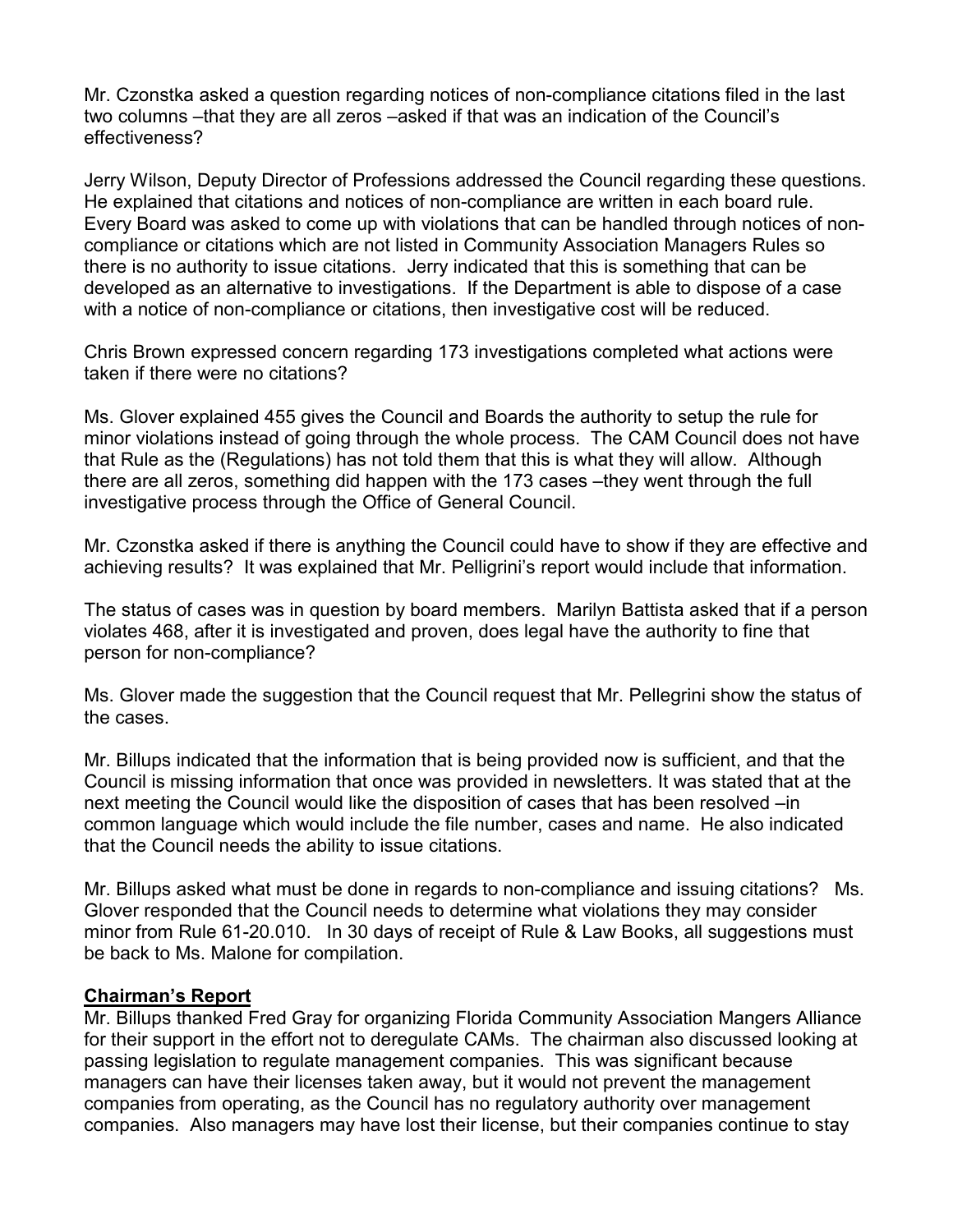Mr. Czonstka asked a question regarding notices of non-compliance citations filed in the last two columns –that they are all zeros –asked if that was an indication of the Council's effectiveness?

Jerry Wilson, Deputy Director of Professions addressed the Council regarding these questions. He explained that citations and notices of non-compliance are written in each board rule. Every Board was asked to come up with violations that can be handled through notices of non-compliance or citations which are not listed in Community Association Managers Rules so there is no authority to issue citations. Jerry indicated that this is something that can be developed as an alternative to investigations. If the Department is able to dispose of a case with a notice of non-compliance or citations, then investigative cost will be reduced.

Chris Brown expressed concern regarding 173 investigations completed what actions were taken if there were no citations?

Ms. Glover explained 455 gives the Council and Boards the authority to setup the rule for minor violations instead of going through the whole process. The CAM Council does not have that Rule as the (Regulations) has not told them that this is what they will allow. Although there are all zeros, something did happen with the 173 cases –they went through the full investigative process through the Office of General Council.

Mr. Czonstka asked if there is anything the Council could have to show if they are effective and achieving results? It was explained that Mr. Pelligrini's report would include that information.

The status of cases was in question by board members. Marilyn Battista asked that if a person violates 468, after it is investigated and proven, does legal have the authority to fine that person for non-compliance?

Ms. Glover made the suggestion that the Council request that Mr. Pellegrini show the status of the cases.

Mr. Billups indicated that the information that is being provided now is sufficient, and that the Council is missing information that once was provided in newsletters. It was stated that at the next meeting the Council would like the disposition of cases that has been resolved –in common language which would include the file number, cases and name. He also indicated that the Council needs the ability to issue citations.

Mr. Billups asked what must be done in regards to non-compliance and issuing citations? Ms. Glover responded that the Council needs to determine what violations they may consider minor from Rule 61-20.010. In 30 days of receipt of Rule & Law Books, all suggestions must be back to Ms. Malone for compilation.

**Chairman's Report**

Mr. Billups thanked Fred Gray for organizing Florida Community Association Mangers Alliance for their support in the effort not to deregulate CAMs. The chairman also discussed looking at passing legislation to regulate management companies. This was significant because managers can have their licenses taken away, but it would not prevent the management companies from operating, as the Council has no regulatory authority over management companies. Also managers may have lost their license, but their companies continue to stay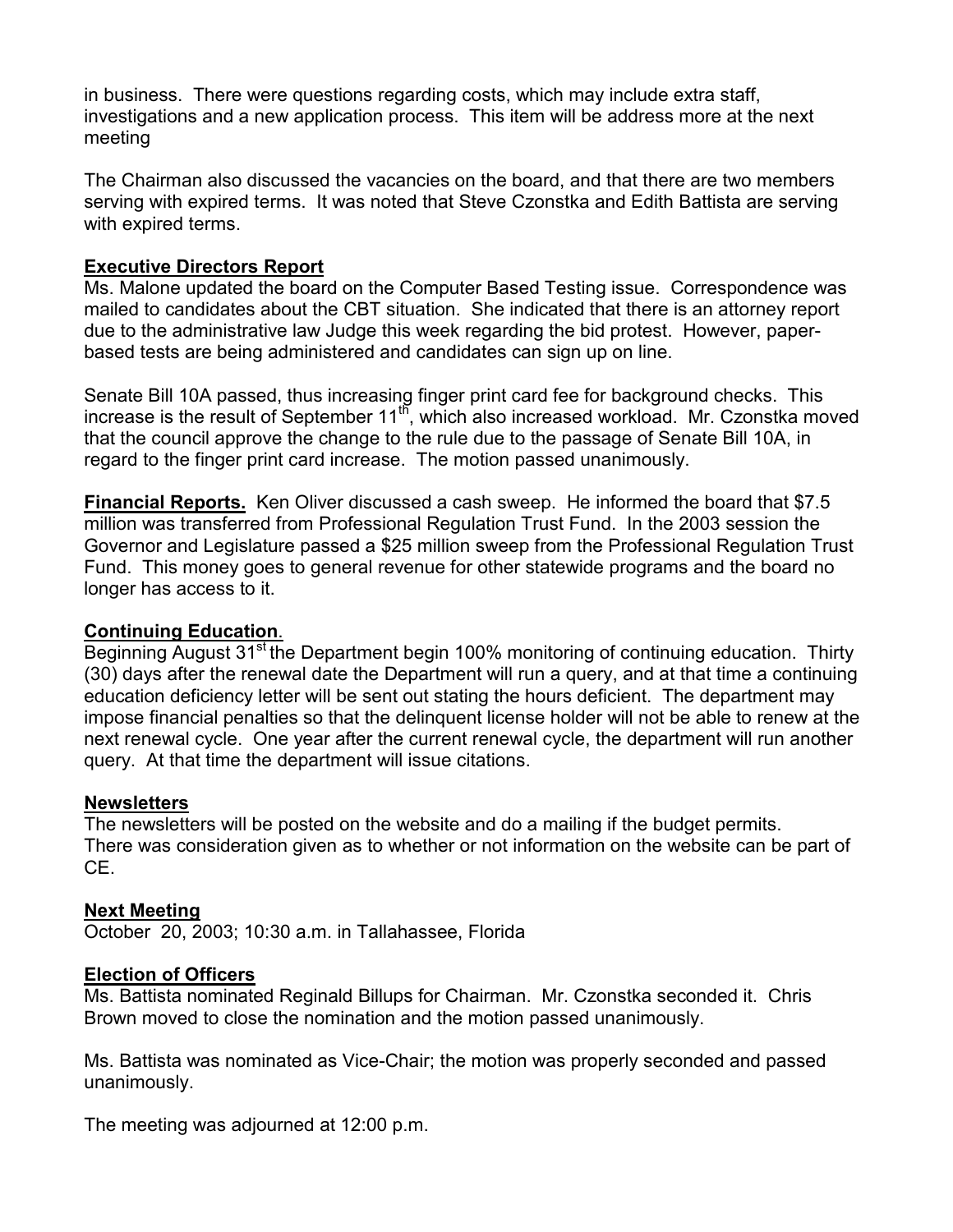in business. There were questions regarding costs, which may include extra staff, investigations and a new application process. This item will be address more at the next meeting

The Chairman also discussed the vacancies on the board, and that there are two members serving with expired terms. It was noted that Steve Czonstka and Edith Battista are serving with expired terms.

**Executive Directors Report**

Ms. Malone updated the board on the Computer Based Testing issue. Correspondence was mailed to candidates about the CBT situation. She indicated that there is an attorney report due to the administrative law Judge this week regarding the bid protest. However, paper-based tests are being administered and candidates can sign up on line.

Senate Bill 10A passed, thus increasing finger print card fee for background checks. This increase is the result of September 11th, which also increased workload. Mr. Czonstka moved that the council approve the change to the rule due to the passage of Senate Bill 10A, in regard to the finger print card increase. The motion passed unanimously.

**Financial Reports.** Ken Oliver discussed a cash sweep. He informed the board that $7.5 million was transferred from Professional Regulation Trust Fund. In the 2003 session the Governor and Legislature passed a $25 million sweep from the Professional Regulation Trust Fund. This money goes to general revenue for other statewide programs and the board no longer has access to it.

**Continuing Education**.

Beginning August 31st the Department begin 100% monitoring of continuing education. Thirty (30) days after the renewal date the Department will run a query, and at that time a continuing education deficiency letter will be sent out stating the hours deficient. The department may impose financial penalties so that the delinquent license holder will not be able to renew at the next renewal cycle. One year after the current renewal cycle, the department will run another query. At that time the department will issue citations.

**Newsletters**

The newsletters will be posted on the website and do a mailing if the budget permits. There was consideration given as to whether or not information on the website can be part of CE.

**Next Meeting**

October 20, 2003; 10:30 a.m. in Tallahassee, Florida

**Election of Officers**

Ms. Battista nominated Reginald Billups for Chairman. Mr. Czonstka seconded it. Chris Brown moved to close the nomination and the motion passed unanimously.

Ms. Battista was nominated as Vice-Chair; the motion was properly seconded and passed unanimously.

The meeting was adjourned at 12:00 p.m.